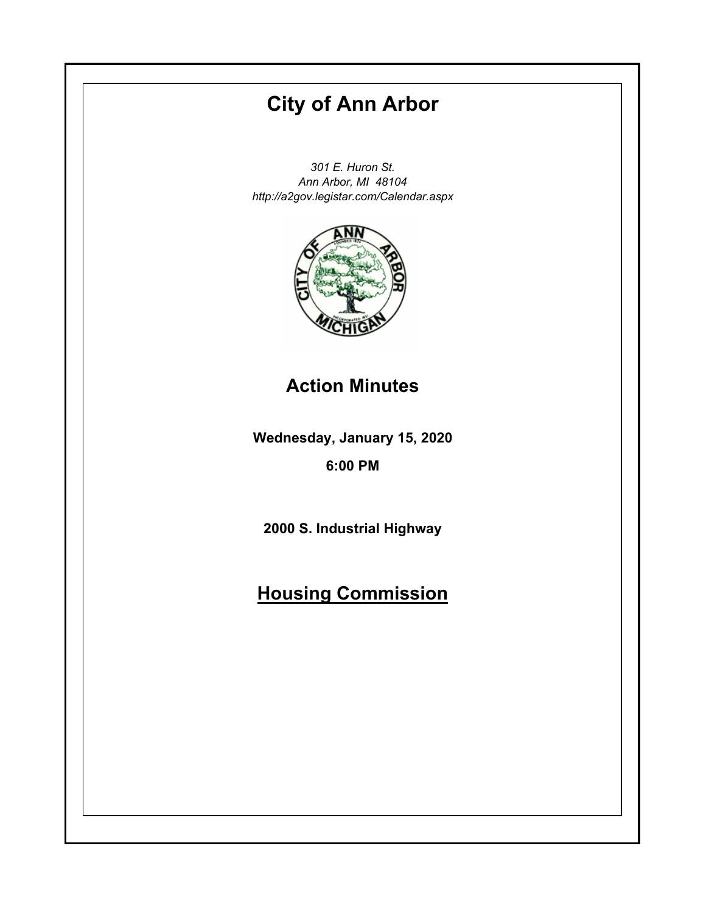# City of Ann Arbor

*301 E. Huron St.*
*Ann Arbor, MI 48104*
*http://a2gov.legistar.com/Calendar.aspx*

## Action Minutes

**Wednesday, January 15, 2020**

**6:00 PM**

**2000 S. Industrial Highway**

## Housing Commission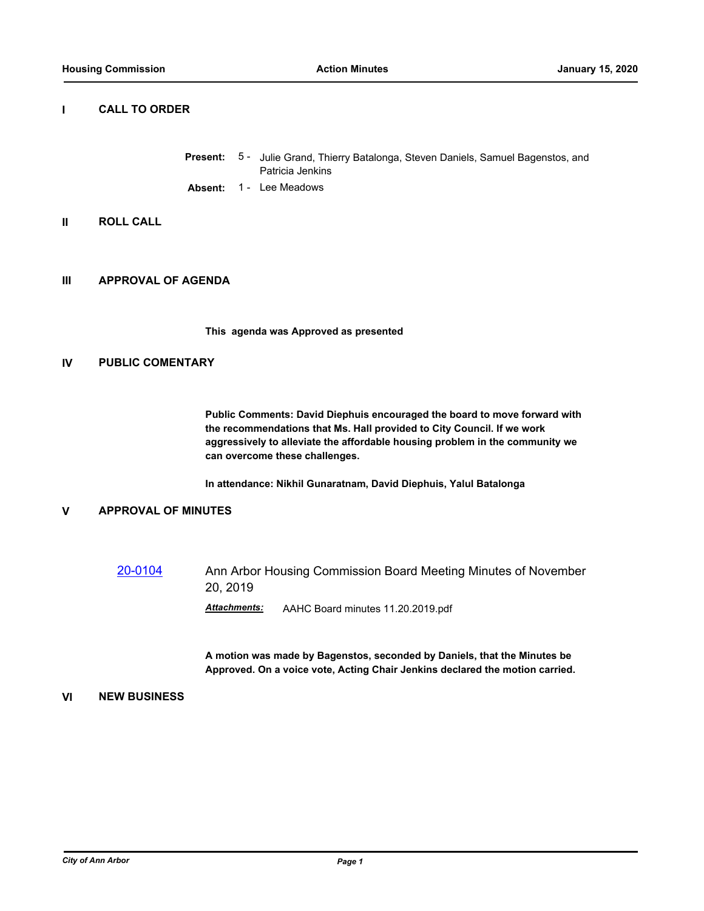## I CALL TO ORDER

**Present:** 5 - Julie Grand, Thierry Batalonga, Steven Daniels, Samuel Bagenstos, and Patricia Jenkins

**Absent:** 1 - Lee Meadows

## II ROLL CALL

## III APPROVAL OF AGENDA

**This agenda was Approved as presented**

## IV PUBLIC COMENTARY

**Public Comments: David Diephuis encouraged the board to move forward with the recommendations that Ms. Hall provided to City Council. If we work aggressively to alleviate the affordable housing problem in the community we can overcome these challenges.**

**In attendance: Nikhil Gunaratnam, David Diephuis, Yalul Batalonga**

## V APPROVAL OF MINUTES

20-0104 Ann Arbor Housing Commission Board Meeting Minutes of November 20, 2019

***Attachments:*** AAHC Board minutes 11.20.2019.pdf

**A motion was made by Bagenstos, seconded by Daniels, that the Minutes be Approved. On a voice vote, Acting Chair Jenkins declared the motion carried.**

## VI NEW BUSINESS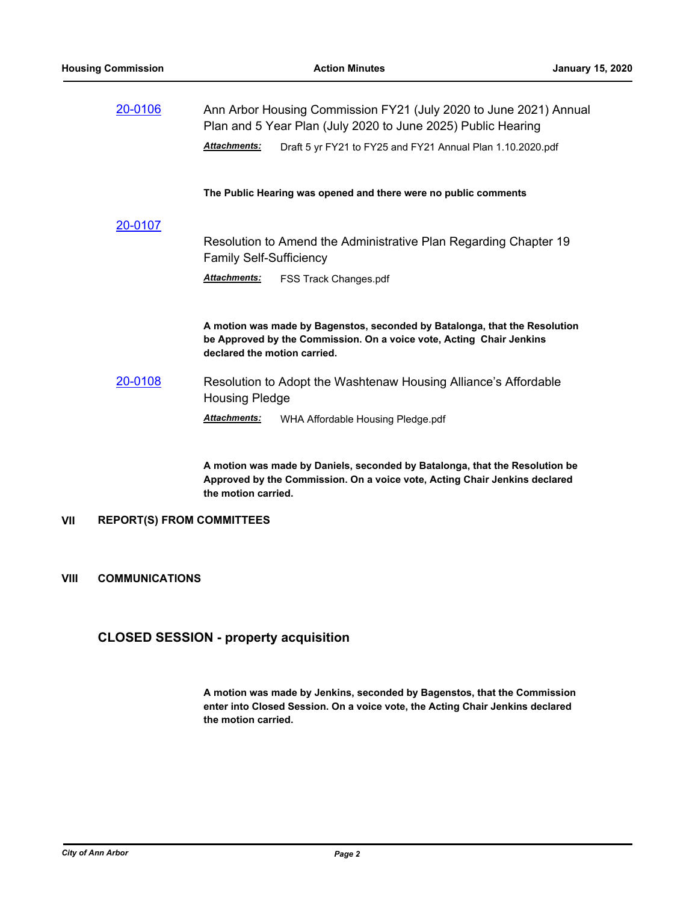[20-0106](#) Ann Arbor Housing Commission FY21 (July 2020 to June 2021) Annual Plan and 5 Year Plan (July 2020 to June 2025) Public Hearing

***Attachments:*** Draft 5 yr FY21 to FY25 and FY21 Annual Plan 1.10.2020.pdf

**The Public Hearing was opened and there were no public comments**

[20-0107](#) Resolution to Amend the Administrative Plan Regarding Chapter 19 Family Self-Sufficiency

***Attachments:*** FSS Track Changes.pdf

**A motion was made by Bagenstos, seconded by Batalonga, that the Resolution be Approved by the Commission. On a voice vote, Acting Chair Jenkins declared the motion carried.**

[20-0108](#) Resolution to Adopt the Washtenaw Housing Alliance's Affordable Housing Pledge

***Attachments:*** WHA Affordable Housing Pledge.pdf

**A motion was made by Daniels, seconded by Batalonga, that the Resolution be Approved by the Commission. On a voice vote, Acting Chair Jenkins declared the motion carried.**

## VII REPORT(S) FROM COMMITTEES

## VIII COMMUNICATIONS

## CLOSED SESSION - property acquisition

**A motion was made by Jenkins, seconded by Bagenstos, that the Commission enter into Closed Session. On a voice vote, the Acting Chair Jenkins declared the motion carried.**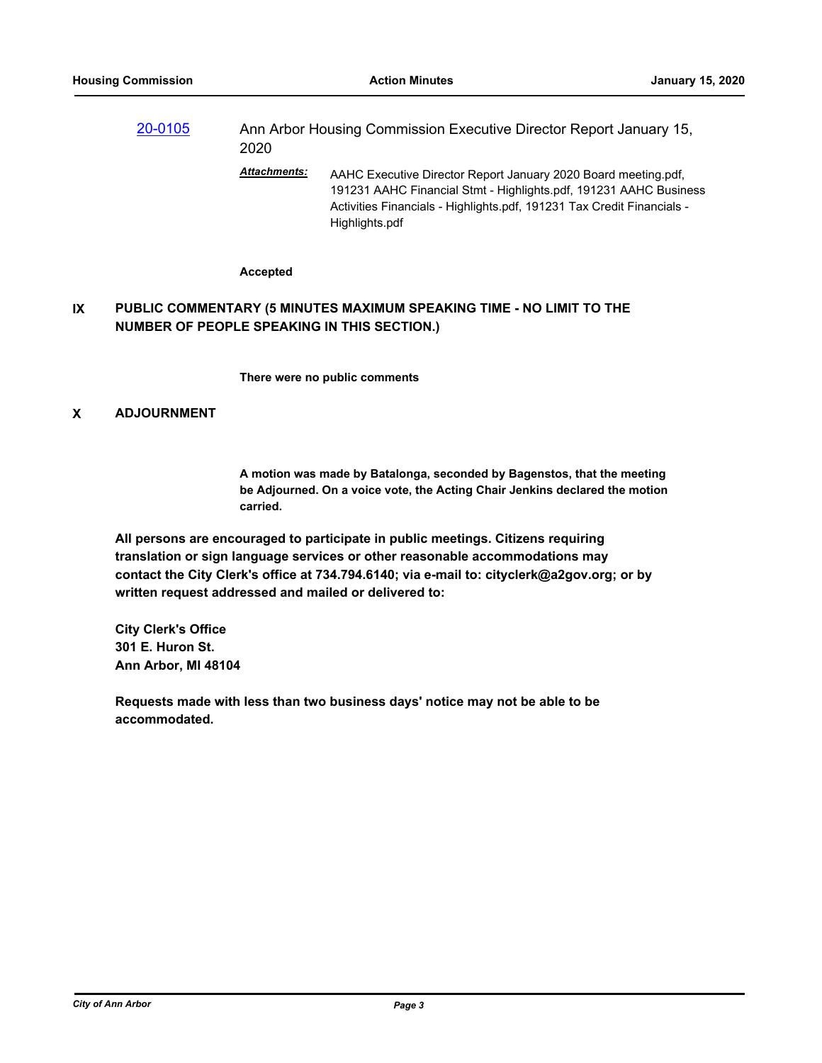[20-0105](20-0105) Ann Arbor Housing Commission Executive Director Report January 15, 2020

***Attachments:*** AAHC Executive Director Report January 2020 Board meeting.pdf, 191231 AAHC Financial Stmt - Highlights.pdf, 191231 AAHC Business Activities Financials - Highlights.pdf, 191231 Tax Credit Financials - Highlights.pdf

**Accepted**

## IX PUBLIC COMMENTARY (5 MINUTES MAXIMUM SPEAKING TIME - NO LIMIT TO THE NUMBER OF PEOPLE SPEAKING IN THIS SECTION.)

**There were no public comments**

## X ADJOURNMENT

**A motion was made by Batalonga, seconded by Bagenstos, that the meeting be Adjourned. On a voice vote, the Acting Chair Jenkins declared the motion carried.**

**All persons are encouraged to participate in public meetings. Citizens requiring translation or sign language services or other reasonable accommodations may contact the City Clerk's office at 734.794.6140; via e-mail to: cityclerk@a2gov.org; or by written request addressed and mailed or delivered to:**

**City Clerk's Office**
**301 E. Huron St.**
**Ann Arbor, MI 48104**

**Requests made with less than two business days' notice may not be able to be accommodated.**